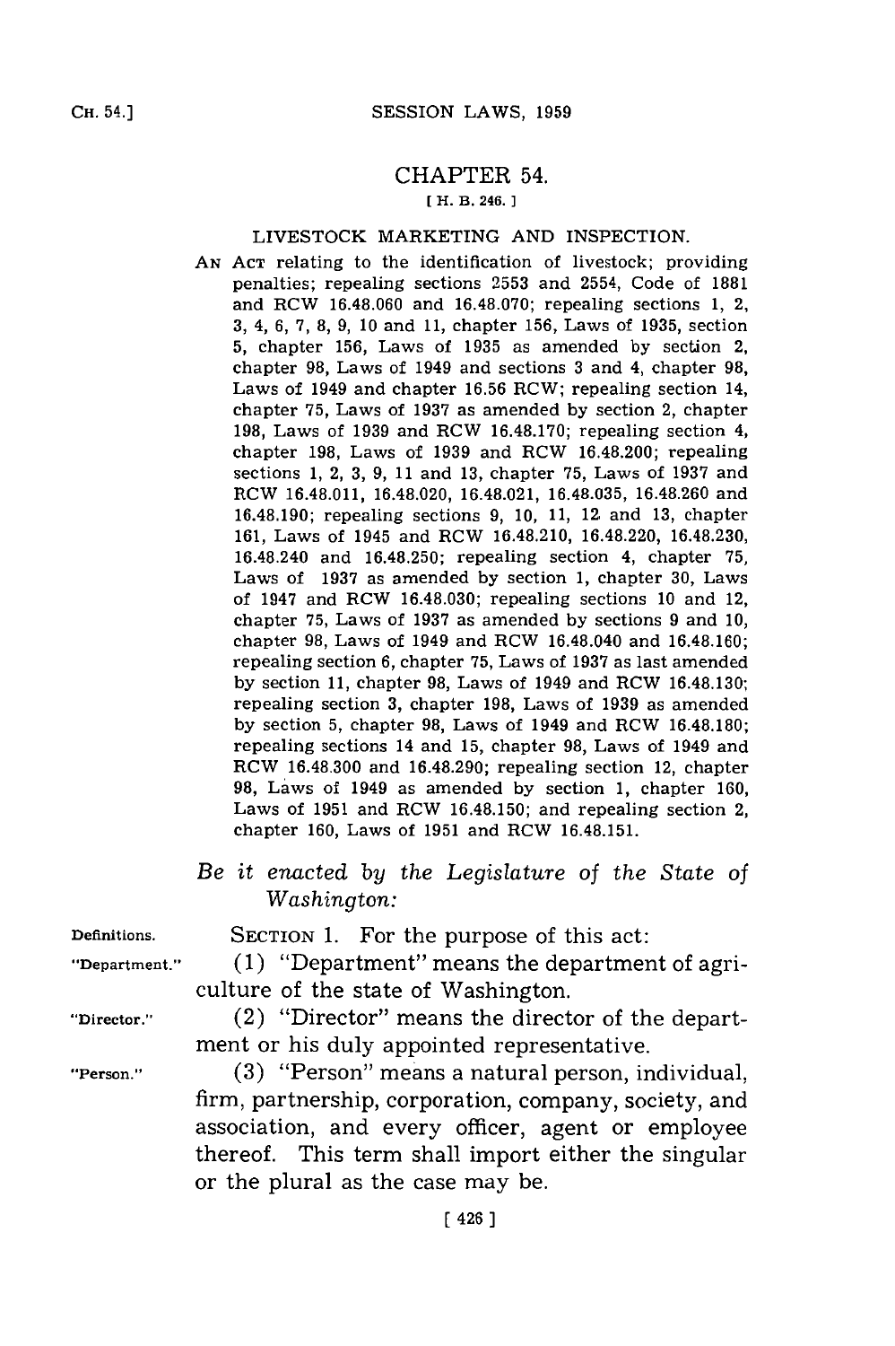# CHAPTER 54.

[ H. B. 246. ]

## LIVESTOCK MARKETING AND INSPECTION.

AN ACT relating to the identification of livestock; providing penalties; repealing sections 2553 and 2554, Code of 1881 and RCW 16.48.060 and 16.48.070; repealing sections 1, 2, 3, 4, 6, 7, 8, 9, 10 and 11, chapter 156, Laws of 1935, section 5, chapter 156, Laws of 1935 as amended by section 2, chapter 98, Laws of 1949 and sections 3 and 4, chapter 98, Laws of 1949 and chapter 16.56 RCW; repealing section 14, chapter 75, Laws of 1937 as amended by section 2, chapter 198, Laws of 1939 and RCW 16.48.170; repealing section 4, chapter 198, Laws of 1939 and RCW 16.48.200; repealing sections 1, 2, 3, 9, 11 and 13, chapter 75, Laws of 1937 and RCW 16.48.011, 16.48.020, 16.48.021, 16.48.035, 16.48.260 and 16.48.190; repealing sections 9, 10, 11, 12 and 13, chapter 161, Laws of 1945 and RCW 16.48.210, 16.48.220, 16.48.230, 16.48.240 and 16.48.250; repealing section 4, chapter 75, Laws of 1937 as amended by section 1, chapter 30, Laws of 1947 and RCW 16.48.030; repealing sections 10 and 12, chapter 75, Laws of 1937 as amended by sections 9 and 10, chapter 98, Laws of 1949 and RCW 16.48.040 and 16.48.160; repealing section 6, chapter 75, Laws of 1937 as last amended by section 11, chapter 98, Laws of 1949 and RCW 16.48.130; repealing section 3, chapter 198, Laws of 1939 as amended by section 5, chapter 98, Laws of 1949 and RCW 16.48.180; repealing sections 14 and 15, chapter 98, Laws of 1949 and RCW 16.48.300 and 16.48.290; repealing section 12, chapter 98, Laws of 1949 as amended by section 1, chapter 160, Laws of 1951 and RCW 16.48.150; and repealing section 2, chapter 160, Laws of 1951 and RCW 16.48.151.

*Be it enacted by the Legislature of the State of Washington:*

Definitions.

SECTION 1. For the purpose of this act:

"Department."

(1) "Department" means the department of agriculture of the state of Washington.

"Director."

(2) "Director" means the director of the department or his duly appointed representative.

"Person."

(3) "Person" means a natural person, individual, firm, partnership, corporation, company, society, and association, and every officer, agent or employee thereof. This term shall import either the singular or the plural as the case may be.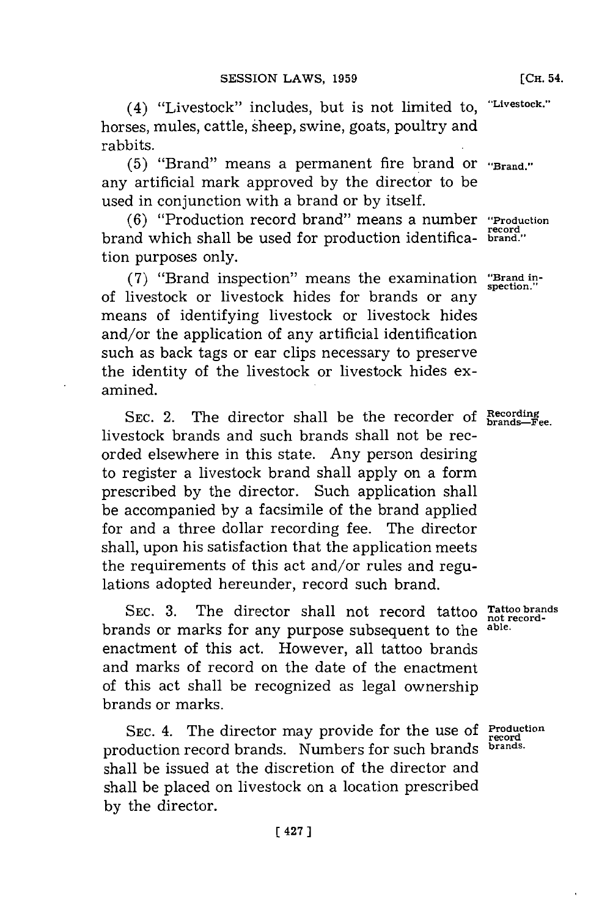(4) "Livestock" includes, but is not limited to, horses, mules, cattle, sheep, swine, goats, poultry and rabbits.

"Livestock."

(5) "Brand" means a permanent fire brand or any artificial mark approved by the director to be used in conjunction with a brand or by itself.

"Brand."

(6) "Production record brand" means a number brand which shall be used for production identification purposes only.

"Production record brand."

(7) "Brand inspection" means the examination of livestock or livestock hides for brands or any means of identifying livestock or livestock hides and/or the application of any artificial identification such as back tags or ear clips necessary to preserve the identity of the livestock or livestock hides examined.

"Brand inspection."

SEC. 2. The director shall be the recorder of livestock brands and such brands shall not be recorded elsewhere in this state. Any person desiring to register a livestock brand shall apply on a form prescribed by the director. Such application shall be accompanied by a facsimile of the brand applied for and a three dollar recording fee. The director shall, upon his satisfaction that the application meets the requirements of this act and/or rules and regulations adopted hereunder, record such brand.

Recording brands—Fee.

SEC. 3. The director shall not record tattoo brands or marks for any purpose subsequent to the enactment of this act. However, all tattoo brands and marks of record on the date of the enactment of this act shall be recognized as legal ownership brands or marks.

Tattoo brands not recordable.

SEC. 4. The director may provide for the use of production record brands. Numbers for such brands shall be issued at the discretion of the director and shall be placed on livestock on a location prescribed by the director.

Production record brands.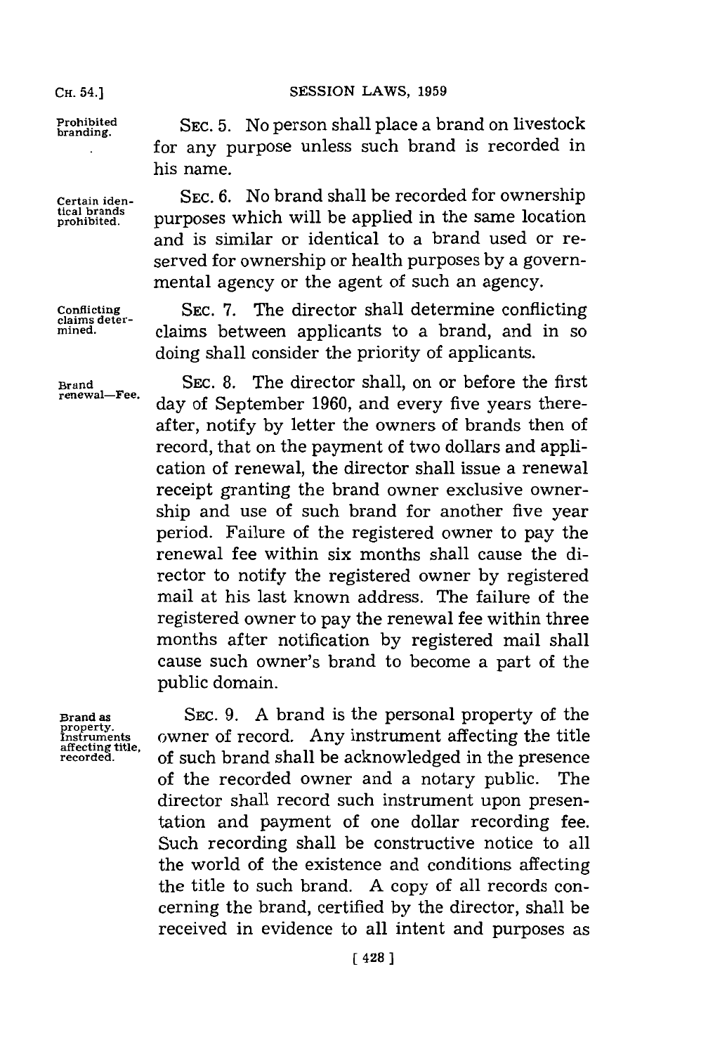**Prohibited branding.** SEC. 5. No person shall place a brand on livestock for any purpose unless such brand is recorded in his name.

**Certain identical brands prohibited.** SEC. 6. No brand shall be recorded for ownership purposes which will be applied in the same location and is similar or identical to a brand used or reserved for ownership or health purposes by a governmental agency or the agent of such an agency.

**Conflicting claims determined.** SEC. 7. The director shall determine conflicting claims between applicants to a brand, and in so doing shall consider the priority of applicants.

**Brand renewal—Fee.** SEC. 8. The director shall, on or before the first day of September 1960, and every five years thereafter, notify by letter the owners of brands then of record, that on the payment of two dollars and application of renewal, the director shall issue a renewal receipt granting the brand owner exclusive ownership and use of such brand for another five year period. Failure of the registered owner to pay the renewal fee within six months shall cause the director to notify the registered owner by registered mail at his last known address. The failure of the registered owner to pay the renewal fee within three months after notification by registered mail shall cause such owner's brand to become a part of the public domain.

**Brand as property. Instruments affecting title, recorded.** SEC. 9. A brand is the personal property of the owner of record. Any instrument affecting the title of such brand shall be acknowledged in the presence of the recorded owner and a notary public. The director shall record such instrument upon presentation and payment of one dollar recording fee. Such recording shall be constructive notice to all the world of the existence and conditions affecting the title to such brand. A copy of all records concerning the brand, certified by the director, shall be received in evidence to all intent and purposes as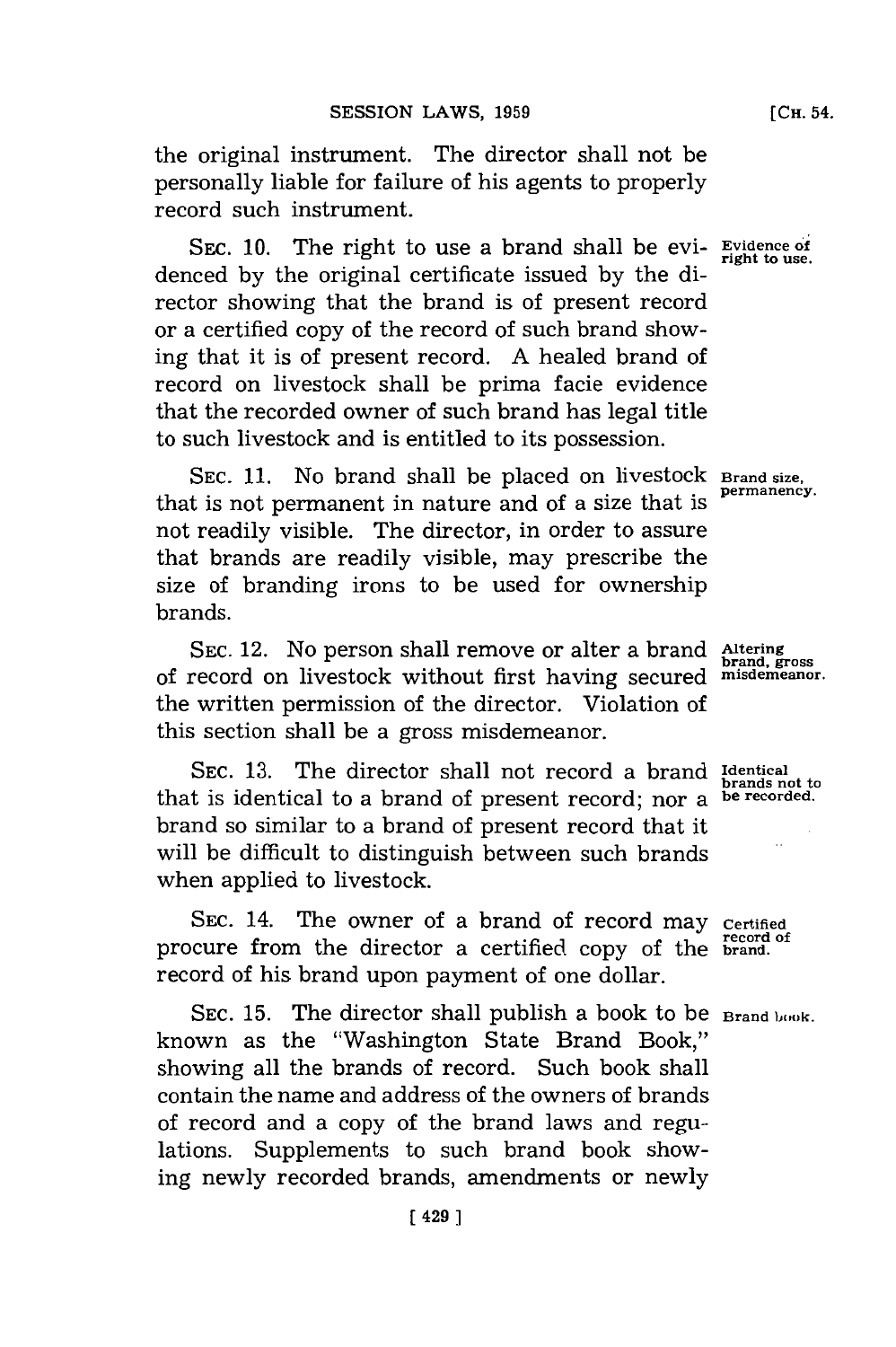the original instrument. The director shall not be personally liable for failure of his agents to properly record such instrument.

SEC. 10. The right to use a brand shall be evidenced by the original certificate issued by the director showing that the brand is of present record or a certified copy of the record of such brand showing that it is of present record. A healed brand of record on livestock shall be prima facie evidence that the recorded owner of such brand has legal title to such livestock and is entitled to its possession.

*Evidence of right to use.*

SEC. 11. No brand shall be placed on livestock that is not permanent in nature and of a size that is not readily visible. The director, in order to assure that brands are readily visible, may prescribe the size of branding irons to be used for ownership brands.

*Brand size, permanency.*

SEC. 12. No person shall remove or alter a brand of record on livestock without first having secured the written permission of the director. Violation of this section shall be a gross misdemeanor.

*Altering brand, gross misdemeanor.*

SEC. 13. The director shall not record a brand that is identical to a brand of present record; nor a brand so similar to a brand of present record that it will be difficult to distinguish between such brands when applied to livestock.

*Identical brands not to be recorded.*

SEC. 14. The owner of a brand of record may procure from the director a certified copy of the record of his brand upon payment of one dollar.

*Certified record of brand.*

SEC. 15. The director shall publish a book to be known as the "Washington State Brand Book," showing all the brands of record. Such book shall contain the name and address of the owners of brands of record and a copy of the brand laws and regulations. Supplements to such brand book showing newly recorded brands, amendments or newly

*Brand book.*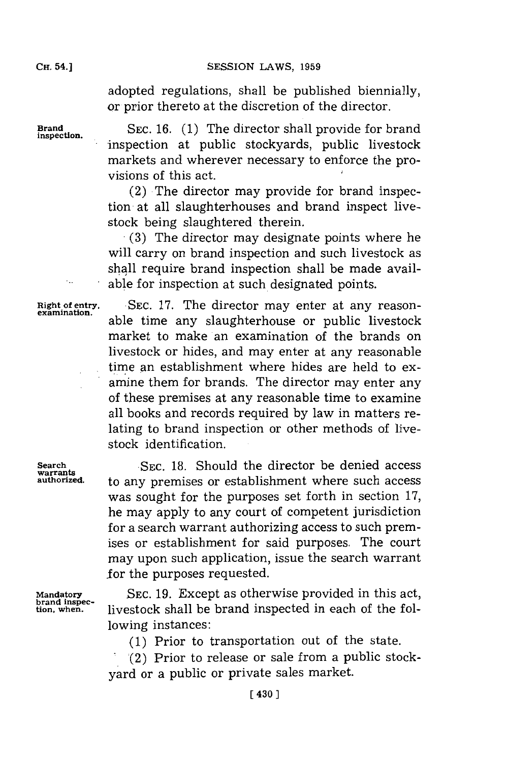adopted regulations, shall be published biennially, or prior thereto at the discretion of the director.

**Brand inspection.** SEC. 16. (1) The director shall provide for brand inspection at public stockyards, public livestock markets and wherever necessary to enforce the provisions of this act.

(2) The director may provide for brand inspection at all slaughterhouses and brand inspect livestock being slaughtered therein.

(3) The director may designate points where he will carry on brand inspection and such livestock as shall require brand inspection shall be made available for inspection at such designated points.

**Right of entry, examination.** SEC. 17. The director may enter at any reasonable time any slaughterhouse or public livestock market to make an examination of the brands on livestock or hides, and may enter at any reasonable time an establishment where hides are held to examine them for brands. The director may enter any of these premises at any reasonable time to examine all books and records required by law in matters relating to brand inspection or other methods of livestock identification.

**Search warrants authorized.** SEC. 18. Should the director be denied access to any premises or establishment where such access was sought for the purposes set forth in section 17, he may apply to any court of competent jurisdiction for a search warrant authorizing access to such premises or establishment for said purposes. The court may upon such application, issue the search warrant for the purposes requested.

**Mandatory brand inspection, when.** SEC. 19. Except as otherwise provided in this act, livestock shall be brand inspected in each of the following instances:

(1) Prior to transportation out of the state.

(2) Prior to release or sale from a public stockyard or a public or private sales market.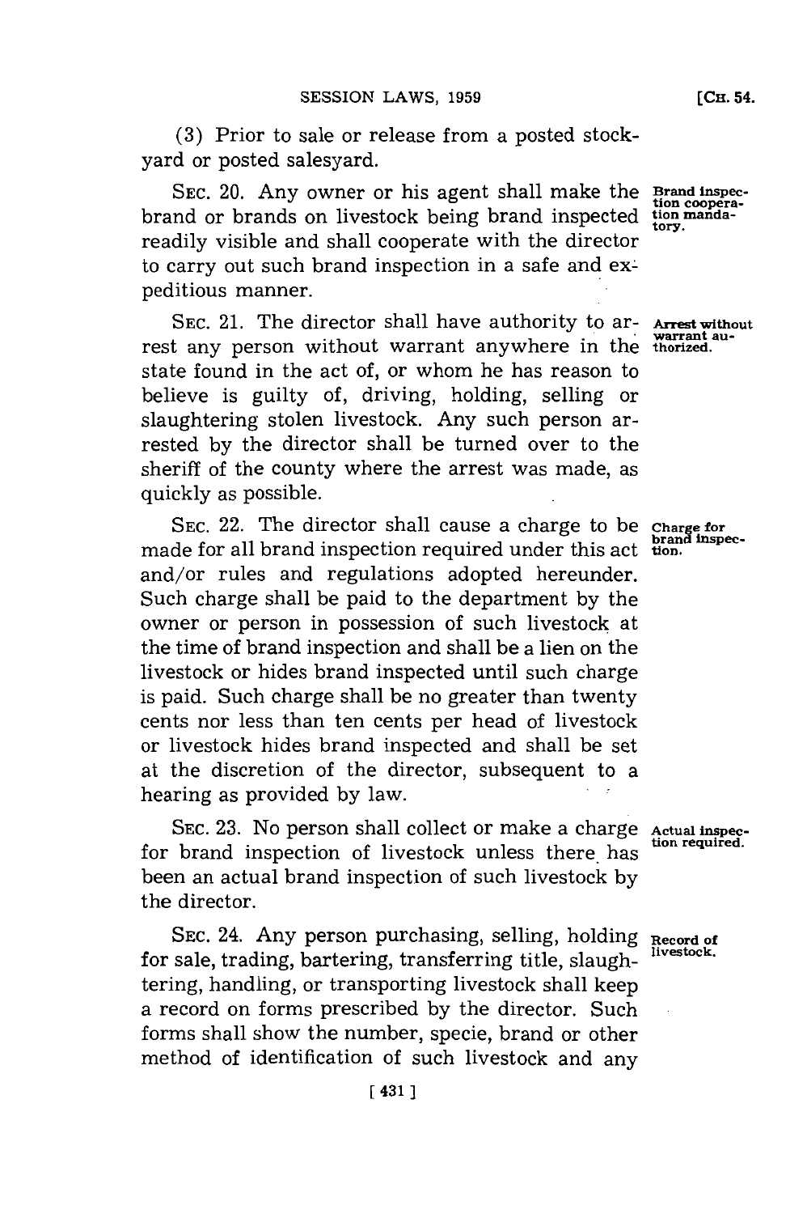(3) Prior to sale or release from a posted stockyard or posted salesyard.

SEC. 20. Any owner or his agent shall make the brand or brands on livestock being brand inspected readily visible and shall cooperate with the director to carry out such brand inspection in a safe and expeditious manner.

**Brand inspection cooperation mandatory.**

SEC. 21. The director shall have authority to arrest any person without warrant anywhere in the state found in the act of, or whom he has reason to believe is guilty of, driving, holding, selling or slaughtering stolen livestock. Any such person arrested by the director shall be turned over to the sheriff of the county where the arrest was made, as quickly as possible.

**Arrest without warrant authorized.**

SEC. 22. The director shall cause a charge to be made for all brand inspection required under this act and/or rules and regulations adopted hereunder. Such charge shall be paid to the department by the owner or person in possession of such livestock at the time of brand inspection and shall be a lien on the livestock or hides brand inspected until such charge is paid. Such charge shall be no greater than twenty cents nor less than ten cents per head of livestock or livestock hides brand inspected and shall be set at the discretion of the director, subsequent to a hearing as provided by law.

**Charge for brand inspection.**

SEC. 23. No person shall collect or make a charge for brand inspection of livestock unless there has been an actual brand inspection of such livestock by the director.

**Actual inspection required.**

SEC. 24. Any person purchasing, selling, holding for sale, trading, bartering, transferring title, slaughtering, handling, or transporting livestock shall keep a record on forms prescribed by the director. Such forms shall show the number, specie, brand or other method of identification of such livestock and any

**Record of livestock.**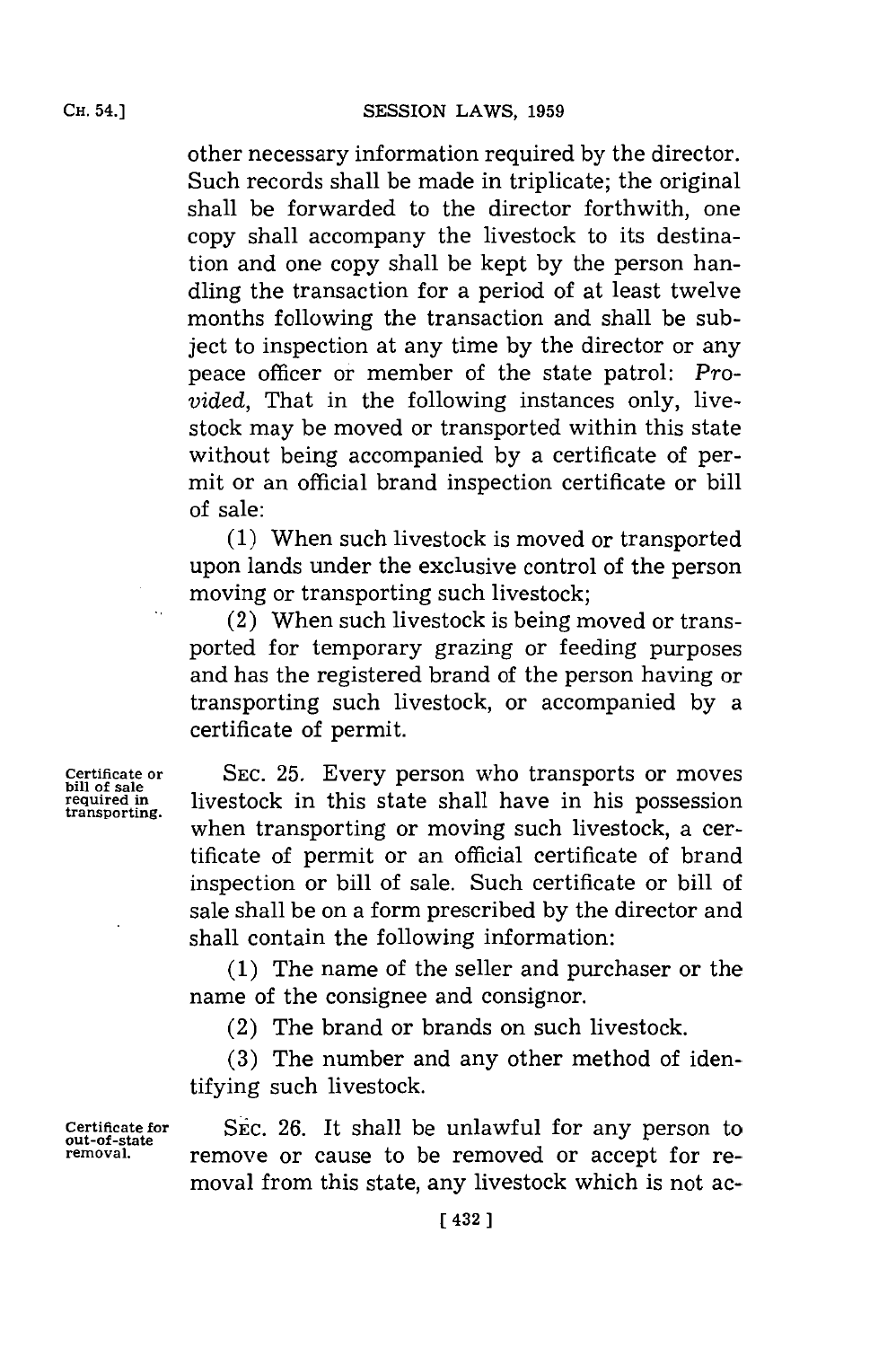other necessary information required by the director. Such records shall be made in triplicate; the original shall be forwarded to the director forthwith, one copy shall accompany the livestock to its destination and one copy shall be kept by the person handling the transaction for a period of at least twelve months following the transaction and shall be subject to inspection at any time by the director or any peace officer or member of the state patrol: *Provided*, That in the following instances only, livestock may be moved or transported within this state without being accompanied by a certificate of permit or an official brand inspection certificate or bill of sale:

(1) When such livestock is moved or transported upon lands under the exclusive control of the person moving or transporting such livestock;

(2) When such livestock is being moved or transported for temporary grazing or feeding purposes and has the registered brand of the person having or transporting such livestock, or accompanied by a certificate of permit.

**Certificate or bill of sale required in transporting.**

SEC. 25. Every person who transports or moves livestock in this state shall have in his possession when transporting or moving such livestock, a certificate of permit or an official certificate of brand inspection or bill of sale. Such certificate or bill of sale shall be on a form prescribed by the director and shall contain the following information:

(1) The name of the seller and purchaser or the name of the consignee and consignor.

(2) The brand or brands on such livestock.

(3) The number and any other method of identifying such livestock.

**Certificate for out-of-state removal.**

SEC. 26. It shall be unlawful for any person to remove or cause to be removed or accept for removal from this state, any livestock which is not ac-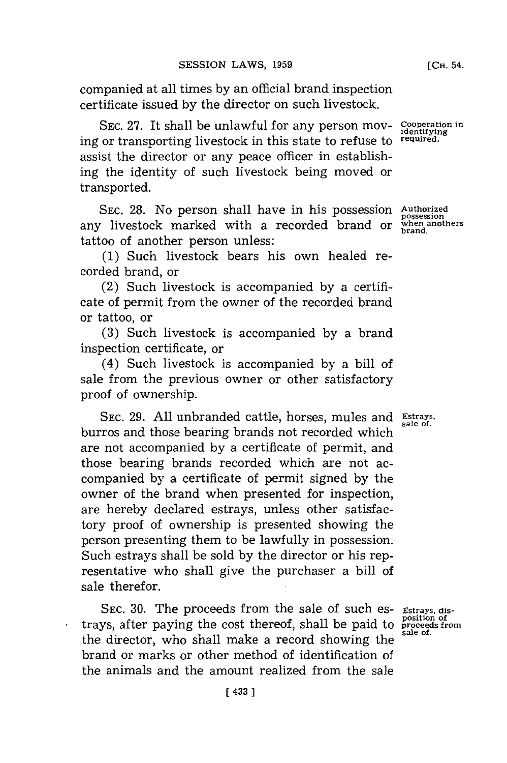companied at all times by an official brand inspection certificate issued by the director on such livestock.

SEC. 27. It shall be unlawful for any person moving or transporting livestock in this state to refuse to assist the director or any peace officer in establishing the identity of such livestock being moved or transported.

Cooperation in identifying required.

SEC. 28. No person shall have in his possession any livestock marked with a recorded brand or tattoo of another person unless:

Authorized possession when anothers brand.

(1) Such livestock bears his own healed recorded brand, or

(2) Such livestock is accompanied by a certificate of permit from the owner of the recorded brand or tattoo, or

(3) Such livestock is accompanied by a brand inspection certificate, or

(4) Such livestock is accompanied by a bill of sale from the previous owner or other satisfactory proof of ownership.

SEC. 29. All unbranded cattle, horses, mules and burros and those bearing brands not recorded which are not accompanied by a certificate of permit, and those bearing brands recorded which are not accompanied by a certificate of permit signed by the owner of the brand when presented for inspection, are hereby declared estrays, unless other satisfactory proof of ownership is presented showing the person presenting them to be lawfully in possession. Such estrays shall be sold by the director or his representative who shall give the purchaser a bill of sale therefor.

Estrays, sale of.

SEC. 30. The proceeds from the sale of such estrays, after paying the cost thereof, shall be paid to the director, who shall make a record showing the brand or marks or other method of identification of the animals and the amount realized from the sale

Estrays, disposition of proceeds from sale of.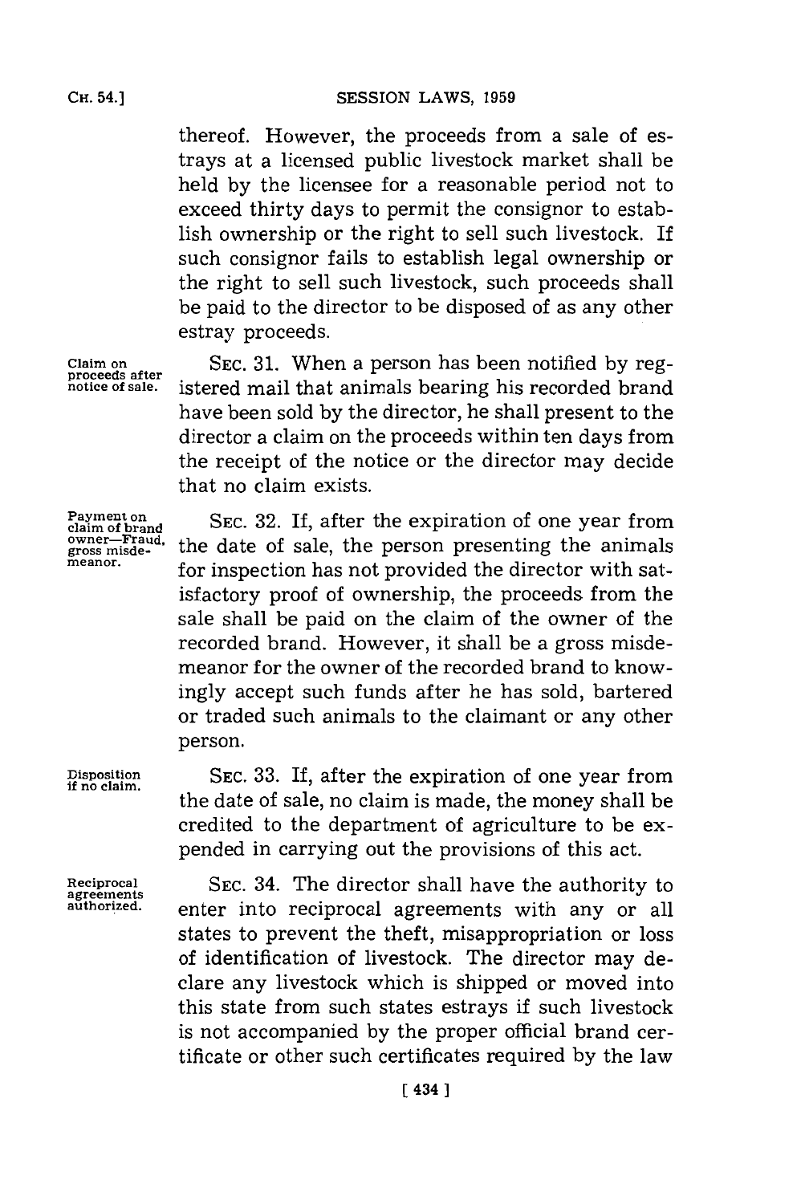thereof. However, the proceeds from a sale of estrays at a licensed public livestock market shall be held by the licensee for a reasonable period not to exceed thirty days to permit the consignor to establish ownership or the right to sell such livestock. If such consignor fails to establish legal ownership or the right to sell such livestock, such proceeds shall be paid to the director to be disposed of as any other estray proceeds.

Claim on proceeds after notice of sale.

SEC. 31. When a person has been notified by registered mail that animals bearing his recorded brand have been sold by the director, he shall present to the director a claim on the proceeds within ten days from the receipt of the notice or the director may decide that no claim exists.

Payment on claim of brand owner—Fraud, gross misdemeanor.

SEC. 32. If, after the expiration of one year from the date of sale, the person presenting the animals for inspection has not provided the director with satisfactory proof of ownership, the proceeds from the sale shall be paid on the claim of the owner of the recorded brand. However, it shall be a gross misdemeanor for the owner of the recorded brand to knowingly accept such funds after he has sold, bartered or traded such animals to the claimant or any other person.

Disposition if no claim.

SEC. 33. If, after the expiration of one year from the date of sale, no claim is made, the money shall be credited to the department of agriculture to be expended in carrying out the provisions of this act.

Reciprocal agreements authorized.

SEC. 34. The director shall have the authority to enter into reciprocal agreements with any or all states to prevent the theft, misappropriation or loss of identification of livestock. The director may declare any livestock which is shipped or moved into this state from such states estrays if such livestock is not accompanied by the proper official brand certificate or other such certificates required by the law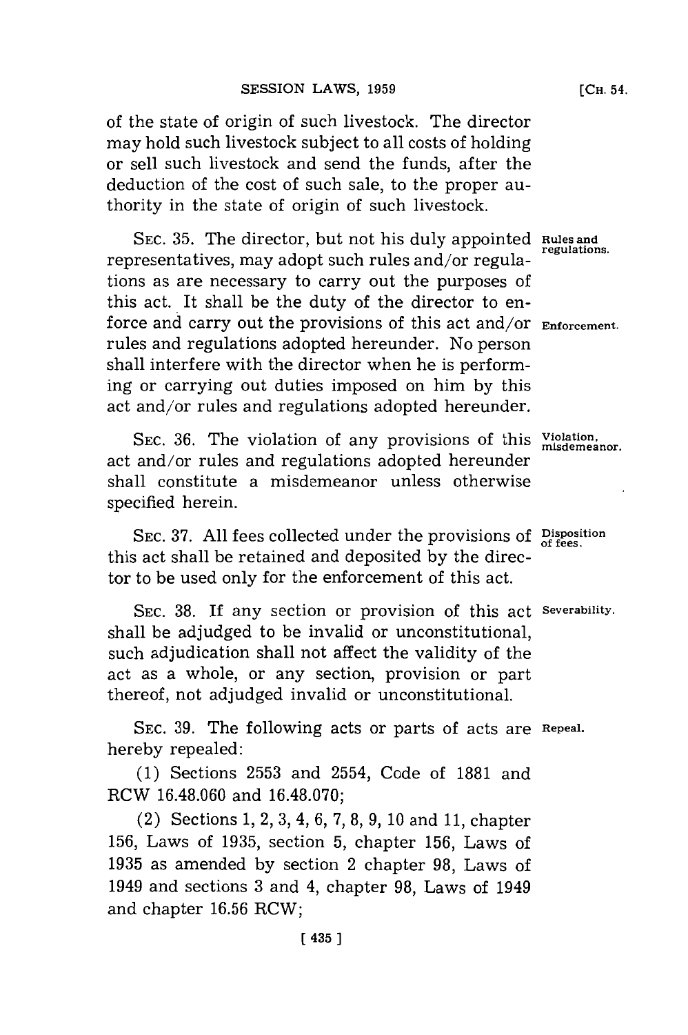of the state of origin of such livestock. The director may hold such livestock subject to all costs of holding or sell such livestock and send the funds, after the deduction of the cost of such sale, to the proper authority in the state of origin of such livestock.

SEC. 35. The director, but not his duly appointed representatives, may adopt such rules and/or regulations as are necessary to carry out the purposes of this act. It shall be the duty of the director to enforce and carry out the provisions of this act and/or rules and regulations adopted hereunder. No person shall interfere with the director when he is performing or carrying out duties imposed on him by this act and/or rules and regulations adopted hereunder.

*Rules and regulations.*

*Enforcement.*

SEC. 36. The violation of any provisions of this act and/or rules and regulations adopted hereunder shall constitute a misdemeanor unless otherwise specified herein.

*Violation, misdemeanor.*

SEC. 37. All fees collected under the provisions of this act shall be retained and deposited by the director to be used only for the enforcement of this act.

*Disposition of fees.*

SEC. 38. If any section or provision of this act shall be adjudged to be invalid or unconstitutional, such adjudication shall not affect the validity of the act as a whole, or any section, provision or part thereof, not adjudged invalid or unconstitutional.

*Severability.*

SEC. 39. The following acts or parts of acts are hereby repealed:

*Repeal.*

(1) Sections 2553 and 2554, Code of 1881 and RCW 16.48.060 and 16.48.070;

(2) Sections 1, 2, 3, 4, 6, 7, 8, 9, 10 and 11, chapter 156, Laws of 1935, section 5, chapter 156, Laws of 1935 as amended by section 2 chapter 98, Laws of 1949 and sections 3 and 4, chapter 98, Laws of 1949 and chapter 16.56 RCW;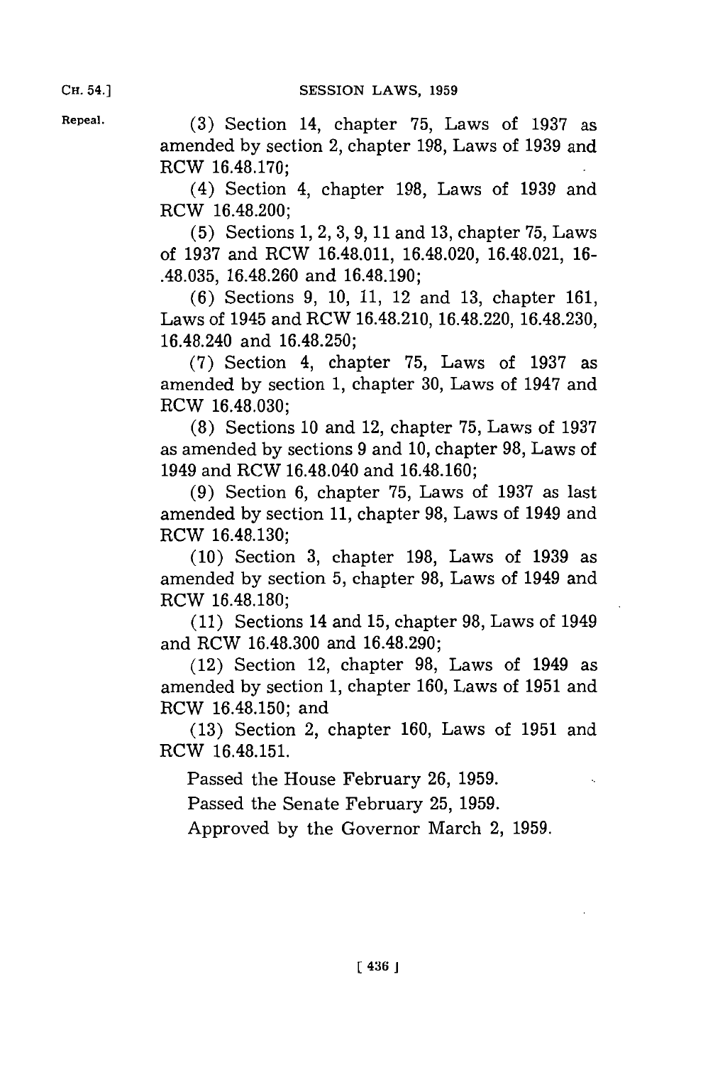Repeal.

(3) Section 14, chapter 75, Laws of 1937 as amended by section 2, chapter 198, Laws of 1939 and RCW 16.48.170;

(4) Section 4, chapter 198, Laws of 1939 and RCW 16.48.200;

(5) Sections 1, 2, 3, 9, 11 and 13, chapter 75, Laws of 1937 and RCW 16.48.011, 16.48.020, 16.48.021, 16-.48.035, 16.48.260 and 16.48.190;

(6) Sections 9, 10, 11, 12 and 13, chapter 161, Laws of 1945 and RCW 16.48.210, 16.48.220, 16.48.230, 16.48.240 and 16.48.250;

(7) Section 4, chapter 75, Laws of 1937 as amended by section 1, chapter 30, Laws of 1947 and RCW 16.48.030;

(8) Sections 10 and 12, chapter 75, Laws of 1937 as amended by sections 9 and 10, chapter 98, Laws of 1949 and RCW 16.48.040 and 16.48.160;

(9) Section 6, chapter 75, Laws of 1937 as last amended by section 11, chapter 98, Laws of 1949 and RCW 16.48.130;

(10) Section 3, chapter 198, Laws of 1939 as amended by section 5, chapter 98, Laws of 1949 and RCW 16.48.180;

(11) Sections 14 and 15, chapter 98, Laws of 1949 and RCW 16.48.300 and 16.48.290;

(12) Section 12, chapter 98, Laws of 1949 as amended by section 1, chapter 160, Laws of 1951 and RCW 16.48.150; and

(13) Section 2, chapter 160, Laws of 1951 and RCW 16.48.151.

Passed the House February 26, 1959.

Passed the Senate February 25, 1959.

Approved by the Governor March 2, 1959.